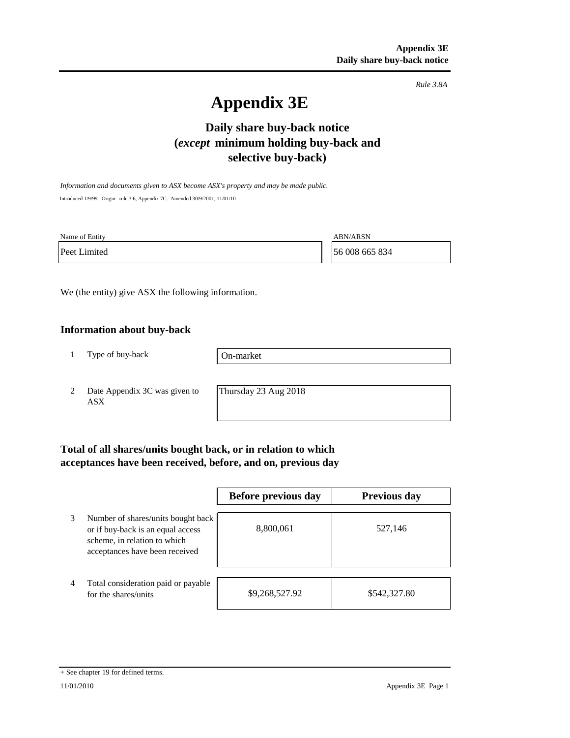*Rule 3.8A*

# Appendix 3E

## Daily share buy-back notice (*except* minimum holding buy-back and selective buy-back)

*Information and documents given to ASX become ASX's property and may be made public.*

Introduced 1/9/99. Origin: rule 3.6, Appendix 7C. Amended 30/9/2001, 11/01/10

| Name of Entity | ABN/ARSN |
|---|---|
| Peet Limited | 56 008 665 834 |

We (the entity) give ASX the following information.

### Information about buy-back

| | | |
|---|---|---|
| 1 | Type of buy-back | On-market |
| 2 | Date Appendix 3C was given to ASX | Thursday 23 Aug 2018 |

### Total of all shares/units bought back, or in relation to which acceptances have been received, before, and on, previous day

| | | Before previous day | Previous day |
|---|---|---|---|
| 3 | Number of shares/units bought back or if buy-back is an equal access scheme, in relation to which acceptances have been received | 8,800,061 | 527,146 |
| 4 | Total consideration paid or payable for the shares/units | $9,268,527.92 | $542,327.80 |

+ See chapter 19 for defined terms.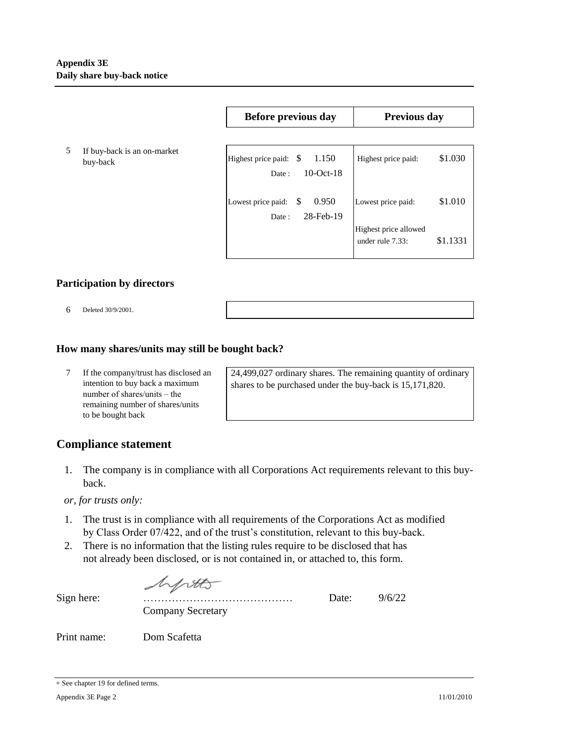**Appendix 3E**
**Daily share buy-back notice**

| | | Before previous day | Previous day |
|---|---|---|---|
| 5 | If buy-back is an on-market buy-back | Highest price paid: $ 1.150<br>Date : 10-Oct-18<br><br>Lowest price paid: $ 0.950<br>Date : 28-Feb-19 | Highest price paid: $1.030<br><br>Lowest price paid: $1.010<br><br>Highest price allowed under rule 7.33: $1.1331 |

## Participation by directors

| | | |
|---|---|---|
| 6 | Deleted 30/9/2001. | |

## How many shares/units may still be bought back?

| | | |
|---|---|---|
| 7 | If the company/trust has disclosed an intention to buy back a maximum number of shares/units – the remaining number of shares/units to be bought back | 24,499,027 ordinary shares. The remaining quantity of ordinary shares to be purchased under the buy-back is 15,171,820. |

## Compliance statement

1. The company is in compliance with all Corporations Act requirements relevant to this buy-back.

*or, for trusts only:*

1. The trust is in compliance with all requirements of the Corporations Act as modified by Class Order 07/422, and of the trust's constitution, relevant to this buy-back.
2. There is no information that the listing rules require to be disclosed that has not already been disclosed, or is not contained in, or attached to, this form.

Sign here: ……………………………………… Date: 9/6/22
Company Secretary

Print name: Dom Scafetta

+ See chapter 19 for defined terms.